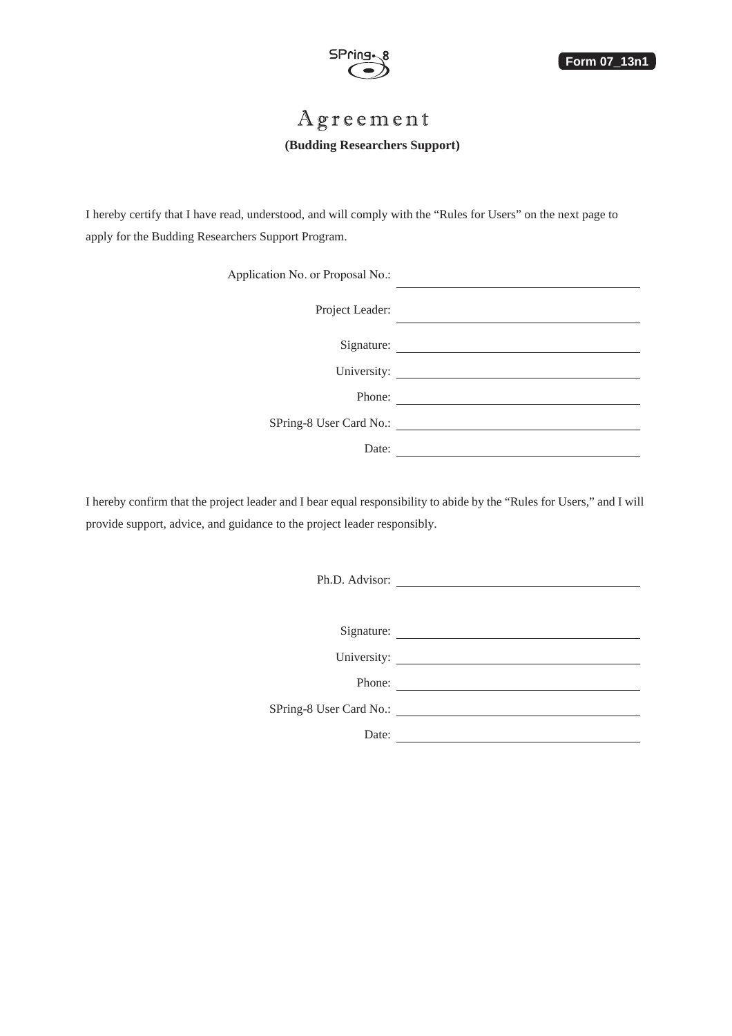SPring-8

**Form 07_13n1**

# Agreement

**(Budding Researchers Support)**

I hereby certify that I have read, understood, and will comply with the "Rules for Users" on the next page to apply for the Budding Researchers Support Program.

Application No. or Proposal No.: ______________________

Project Leader: ______________________

Signature: ______________________

University: ______________________

Phone: ______________________

SPring-8 User Card No.: ______________________

Date: ______________________

I hereby confirm that the project leader and I bear equal responsibility to abide by the "Rules for Users," and I will provide support, advice, and guidance to the project leader responsibly.

Ph.D. Advisor: ______________________

Signature: ______________________

University: ______________________

Phone: ______________________

SPring-8 User Card No.: ______________________

Date: ______________________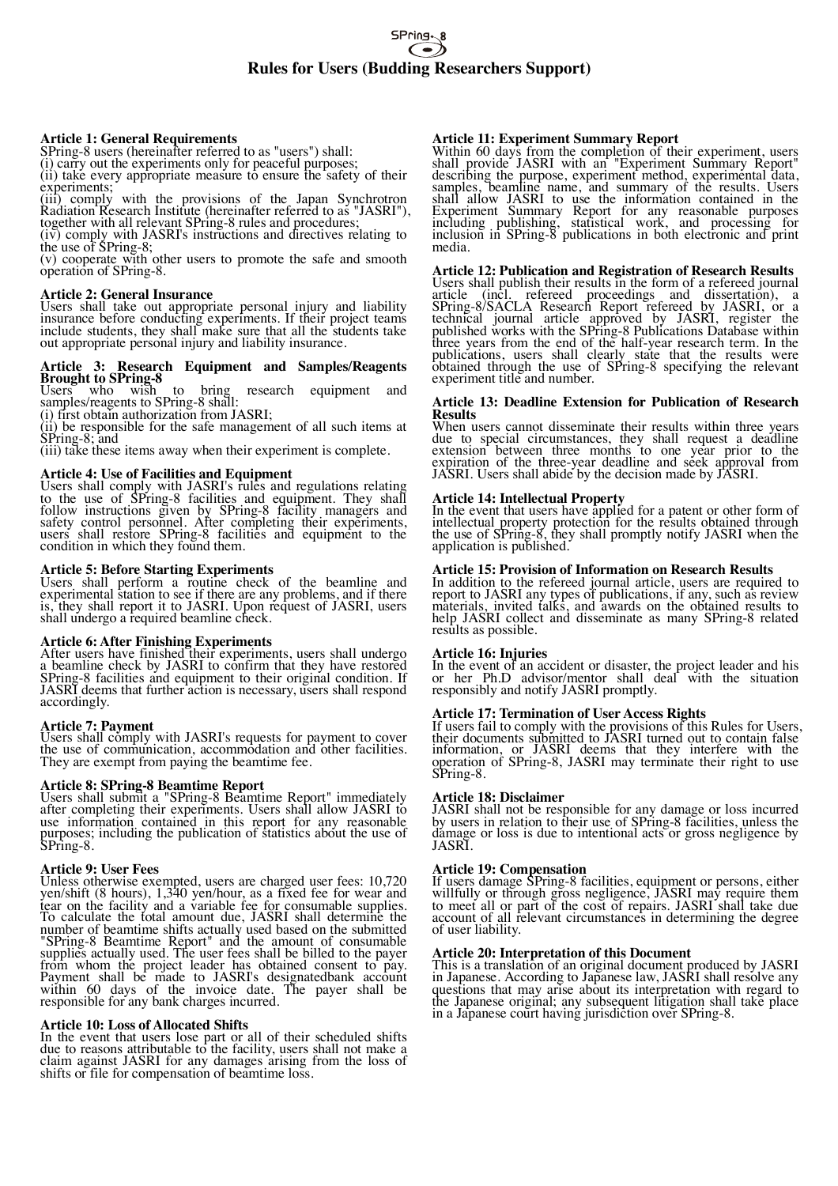# Rules for Users (Budding Researchers Support)

**Article 1: General Requirements**
SPring-8 users (hereinafter referred to as "users") shall:
(i) carry out the experiments only for peaceful purposes;
(ii) take every appropriate measure to ensure the safety of their experiments;
(iii) comply with the provisions of the Japan Synchrotron Radiation Research Institute (hereinafter referred to as "JASRI"), together with all relevant SPring-8 rules and procedures;
(iv) comply with JASRI's instructions and directives relating to the use of SPring-8;
(v) cooperate with other users to promote the safe and smooth operation of SPring-8.

**Article 2: General Insurance**
Users shall take out appropriate personal injury and liability insurance before conducting experiments. If their project teams include students, they shall make sure that all the students take out appropriate personal injury and liability insurance.

**Article 3: Research Equipment and Samples/Reagents Brought to SPring-8**
Users who wish to bring research equipment and samples/reagents to SPring-8 shall:
(i) first obtain authorization from JASRI;
(ii) be responsible for the safe management of all such items at SPring-8; and
(iii) take these items away when their experiment is complete.

**Article 4: Use of Facilities and Equipment**
Users shall comply with JASRI's rules and regulations relating to the use of SPring-8 facilities and equipment. They shall follow instructions given by SPring-8 facility managers and safety control personnel. After completing their experiments, users shall restore SPring-8 facilities and equipment to the condition in which they found them.

**Article 5: Before Starting Experiments**
Users shall perform a routine check of the beamline and experimental station to see if there are any problems, and if there is, they shall report it to JASRI. Upon request of JASRI, users shall undergo a required beamline check.

**Article 6: After Finishing Experiments**
After users have finished their experiments, users shall undergo a beamline check by JASRI to confirm that they have restored SPring-8 facilities and equipment to their original condition. If JASRI deems that further action is necessary, users shall respond accordingly.

**Article 7: Payment**
Users shall comply with JASRI's requests for payment to cover the use of communication, accommodation and other facilities. They are exempt from paying the beamtime fee.

**Article 8: SPring-8 Beamtime Report**
Users shall submit a "SPring-8 Beamtime Report" immediately after completing their experiments. Users shall allow JASRI to use information contained in this report for any reasonable purposes; including the publication of statistics about the use of SPring-8.

**Article 9: User Fees**
Unless otherwise exempted, users are charged user fees: 10,720 yen/shift (8 hours), 1,340 yen/hour, as a fixed fee for wear and tear on the facility and a variable fee for consumable supplies. To calculate the total amount due, JASRI shall determine the number of beamtime shifts actually used based on the submitted "SPring-8 Beamtime Report" and the amount of consumable supplies actually used. The user fees shall be billed to the payer from whom the project leader has obtained consent to pay. Payment shall be made to JASRI's designatedbank account within 60 days of the invoice date. The payer shall be responsible for any bank charges incurred.

**Article 10: Loss of Allocated Shifts**
In the event that users lose part or all of their scheduled shifts due to reasons attributable to the facility, users shall not make a claim against JASRI for any damages arising from the loss of shifts or file for compensation of beamtime loss.

**Article 11: Experiment Summary Report**
Within 60 days from the completion of their experiment, users shall provide JASRI with an "Experiment Summary Report" describing the purpose, experiment method, experimental data, samples, beamline name, and summary of the results. Users shall allow JASRI to use the information contained in the Experiment Summary Report for any reasonable purposes including publishing, statistical work, and processing for inclusion in SPring-8 publications in both electronic and print media.

**Article 12: Publication and Registration of Research Results**
Users shall publish their results in the form of a refereed journal article (incl. refereed proceedings and dissertation), a SPring-8/SACLA Research Report refereed by JASRI, or a technical journal article approved by JASRI, register the published works with the SPring-8 Publications Database within three years from the end of the half-year research term. In the publications, users shall clearly state that the results were obtained through the use of SPring-8 specifying the relevant experiment title and number.

**Article 13: Deadline Extension for Publication of Research Results**
When users cannot disseminate their results within three years due to special circumstances, they shall request a deadline extension between three months to one year prior to the expiration of the three-year deadline and seek approval from JASRI. Users shall abide by the decision made by JASRI.

**Article 14: Intellectual Property**
In the event that users have applied for a patent or other form of intellectual property protection for the results obtained through the use of SPring-8, they shall promptly notify JASRI when the application is published.

**Article 15: Provision of Information on Research Results**
In addition to the refereed journal article, users are required to report to JASRI any types of publications, if any, such as review materials, invited talks, and awards on the obtained results to help JASRI collect and disseminate as many SPring-8 related results as possible.

**Article 16: Injuries**
In the event of an accident or disaster, the project leader and his or her Ph.D advisor/mentor shall deal with the situation responsibly and notify JASRI promptly.

**Article 17: Termination of User Access Rights**
If users fail to comply with the provisions of this Rules for Users, their documents submitted to JASRI turned out to contain false information, or JASRI deems that they interfere with the operation of SPring-8, JASRI may terminate their right to use SPring-8.

**Article 18: Disclaimer**
JASRI shall not be responsible for any damage or loss incurred by users in relation to their use of SPring-8 facilities, unless the damage or loss is due to intentional acts or gross negligence by JASRI.

**Article 19: Compensation**
If users damage SPring-8 facilities, equipment or persons, either willfully or through gross negligence, JASRI may require them to meet all or part of the cost of repairs. JASRI shall take due account of all relevant circumstances in determining the degree of user liability.

**Article 20: Interpretation of this Document**
This is a translation of an original document produced by JASRI in Japanese. According to Japanese law, JASRI shall resolve any questions that may arise about its interpretation with regard to the Japanese original; any subsequent litigation shall take place in a Japanese court having jurisdiction over SPring-8.